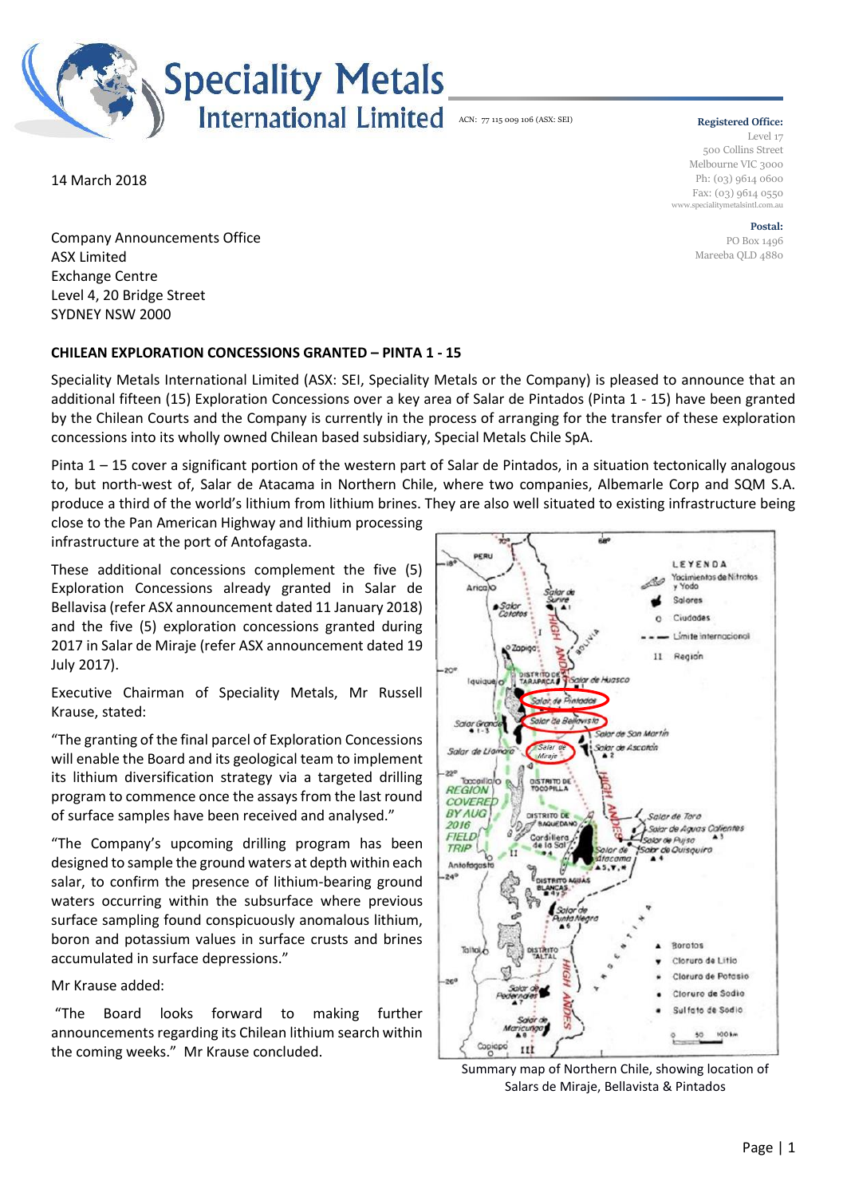# Speciality Metals International Limited

ACN: 77 115 009 106 (ASX: SEI)

**Registered Office:**
Level 17
500 Collins Street
Melbourne VIC 3000
Ph: (03) 9614 0600
Fax: (03) 9614 0550
www.specialitymetalsintl.com.au

**Postal:**
PO Box 1496
Mareeba QLD 4880

14 March 2018

Company Announcements Office
ASX Limited
Exchange Centre
Level 4, 20 Bridge Street
SYDNEY NSW 2000

**CHILEAN EXPLORATION CONCESSIONS GRANTED – PINTA 1 - 15**

Speciality Metals International Limited (ASX: SEI, Speciality Metals or the Company) is pleased to announce that an additional fifteen (15) Exploration Concessions over a key area of Salar de Pintados (Pinta 1 - 15) have been granted by the Chilean Courts and the Company is currently in the process of arranging for the transfer of these exploration concessions into its wholly owned Chilean based subsidiary, Special Metals Chile SpA.

Pinta 1 – 15 cover a significant portion of the western part of Salar de Pintados, in a situation tectonically analogous to, but north-west of, Salar de Atacama in Northern Chile, where two companies, Albemarle Corp and SQM S.A. produce a third of the world's lithium from lithium brines. They are also well situated to existing infrastructure being close to the Pan American Highway and lithium processing infrastructure at the port of Antofagasta.

These additional concessions complement the five (5) Exploration Concessions already granted in Salar de Bellavisa (refer ASX announcement dated 11 January 2018) and the five (5) exploration concessions granted during 2017 in Salar de Miraje (refer ASX announcement dated 19 July 2017).

Executive Chairman of Speciality Metals, Mr Russell Krause, stated:

"The granting of the final parcel of Exploration Concessions will enable the Board and its geological team to implement its lithium diversification strategy via a targeted drilling program to commence once the assays from the last round of surface samples have been received and analysed."

"The Company's upcoming drilling program has been designed to sample the ground waters at depth within each salar, to confirm the presence of lithium-bearing ground waters occurring within the subsurface where previous surface sampling found conspicuously anomalous lithium, boron and potassium values in surface crusts and brines accumulated in surface depressions."

Mr Krause added:

"The Board looks forward to making further announcements regarding its Chilean lithium search within the coming weeks." Mr Krause concluded.

Summary map of Northern Chile, showing location of Salars de Miraje, Bellavista & Pintados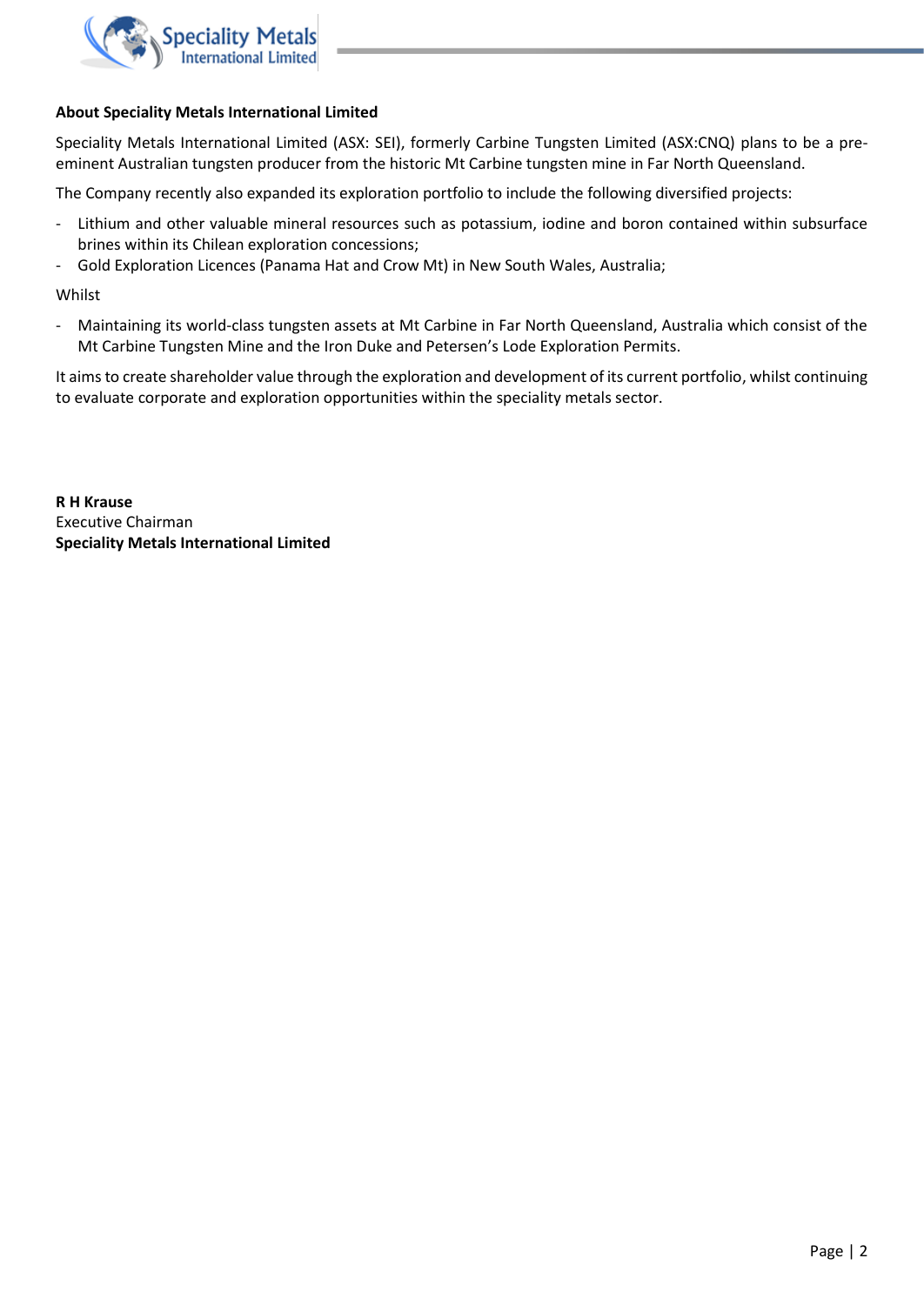**About Speciality Metals International Limited**

Speciality Metals International Limited (ASX: SEI), formerly Carbine Tungsten Limited (ASX:CNQ) plans to be a pre-eminent Australian tungsten producer from the historic Mt Carbine tungsten mine in Far North Queensland.

The Company recently also expanded its exploration portfolio to include the following diversified projects:

- Lithium and other valuable mineral resources such as potassium, iodine and boron contained within subsurface brines within its Chilean exploration concessions;
- Gold Exploration Licences (Panama Hat and Crow Mt) in New South Wales, Australia;

Whilst

- Maintaining its world-class tungsten assets at Mt Carbine in Far North Queensland, Australia which consist of the Mt Carbine Tungsten Mine and the Iron Duke and Petersen's Lode Exploration Permits.

It aims to create shareholder value through the exploration and development of its current portfolio, whilst continuing to evaluate corporate and exploration opportunities within the speciality metals sector.

**R H Krause**
Executive Chairman
**Speciality Metals International Limited**